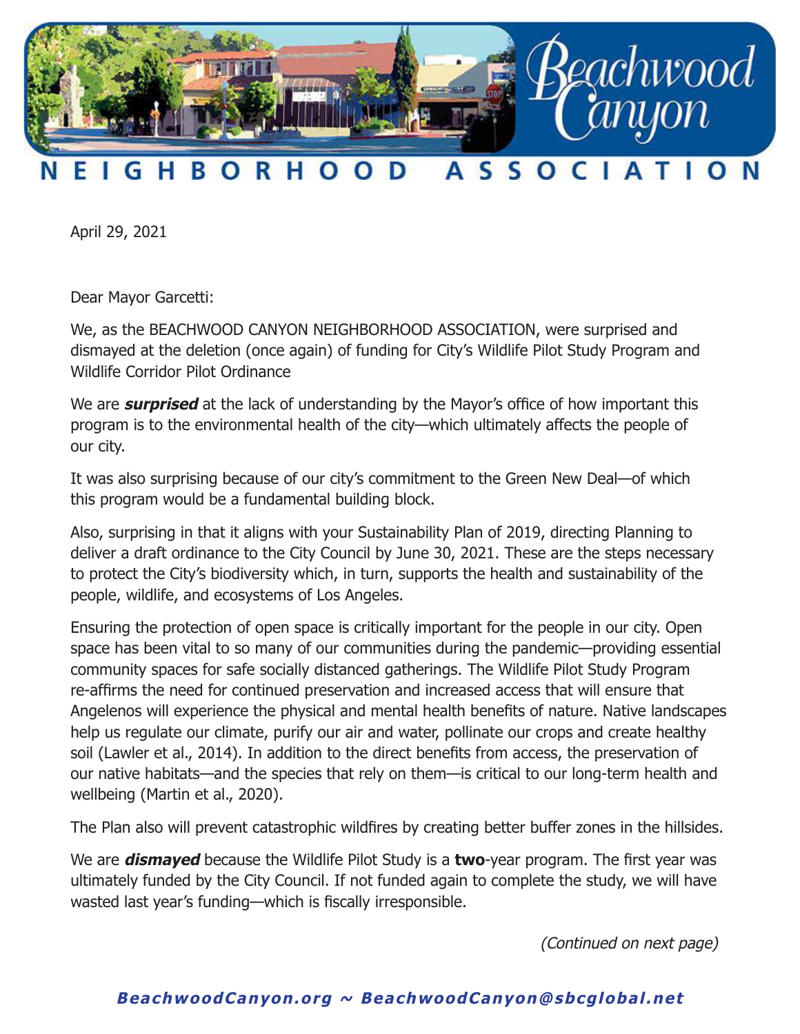# Beachwood Canyon NEIGHBORHOOD ASSOCIATION

April 29, 2021

Dear Mayor Garcetti:

We, as the BEACHWOOD CANYON NEIGHBORHOOD ASSOCIATION, were surprised and dismayed at the deletion (once again) of funding for City's Wildlife Pilot Study Program and Wildlife Corridor Pilot Ordinance

We are ***surprised*** at the lack of understanding by the Mayor's office of how important this program is to the environmental health of the city—which ultimately affects the people of our city.

It was also surprising because of our city's commitment to the Green New Deal—of which this program would be a fundamental building block.

Also, surprising in that it aligns with your Sustainability Plan of 2019, directing Planning to deliver a draft ordinance to the City Council by June 30, 2021. These are the steps necessary to protect the City's biodiversity which, in turn, supports the health and sustainability of the people, wildlife, and ecosystems of Los Angeles.

Ensuring the protection of open space is critically important for the people in our city. Open space has been vital to so many of our communities during the pandemic—providing essential community spaces for safe socially distanced gatherings. The Wildlife Pilot Study Program re-affirms the need for continued preservation and increased access that will ensure that Angelenos will experience the physical and mental health benefits of nature. Native landscapes help us regulate our climate, purify our air and water, pollinate our crops and create healthy soil (Lawler et al., 2014). In addition to the direct benefits from access, the preservation of our native habitats—and the species that rely on them—is critical to our long-term health and wellbeing (Martin et al., 2020).

The Plan also will prevent catastrophic wildfires by creating better buffer zones in the hillsides.

We are ***dismayed*** because the Wildlife Pilot Study is a **two**-year program. The first year was ultimately funded by the City Council. If not funded again to complete the study, we will have wasted last year's funding—which is fiscally irresponsible.

*(Continued on next page)*

***BeachwoodCanyon.org ~ BeachwoodCanyon@sbcglobal.net***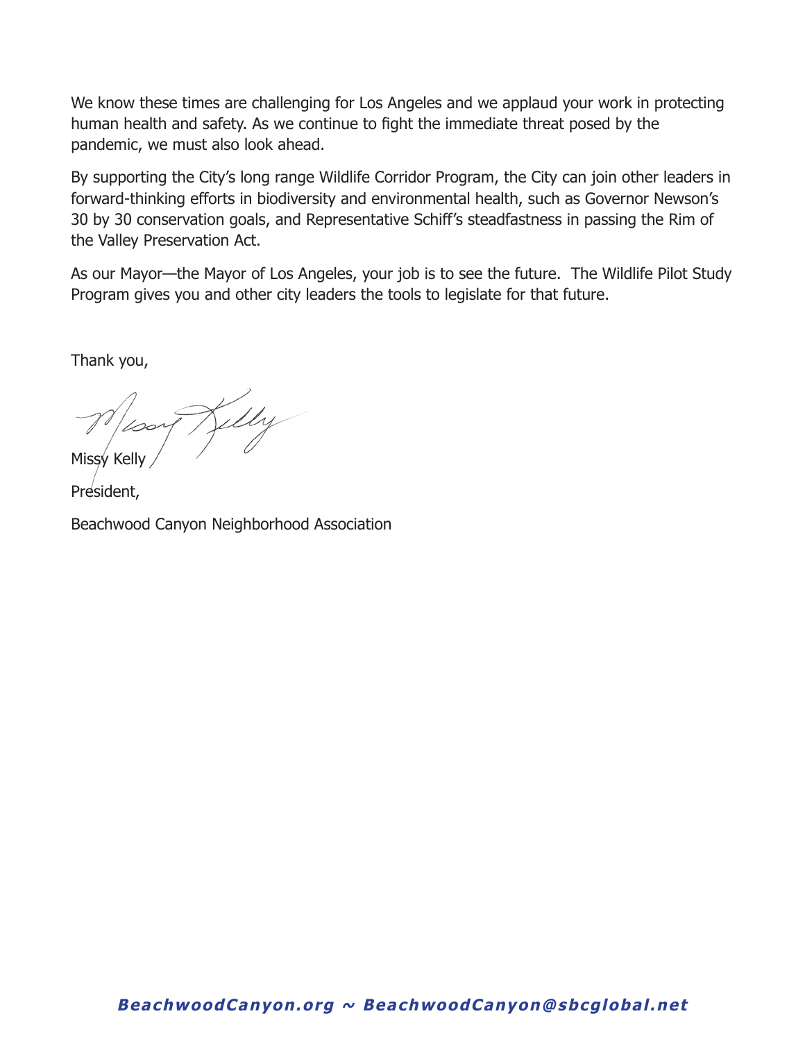We know these times are challenging for Los Angeles and we applaud your work in protecting human health and safety. As we continue to fight the immediate threat posed by the pandemic, we must also look ahead.

By supporting the City's long range Wildlife Corridor Program, the City can join other leaders in forward-thinking efforts in biodiversity and environmental health, such as Governor Newson's 30 by 30 conservation goals, and Representative Schiff's steadfastness in passing the Rim of the Valley Preservation Act.

As our Mayor—the Mayor of Los Angeles, your job is to see the future.  The Wildlife Pilot Study Program gives you and other city leaders the tools to legislate for that future.

Thank you,

Missy Kelly

President,

Beachwood Canyon Neighborhood Association

***BeachwoodCanyon.org ~ BeachwoodCanyon@sbcglobal.net***